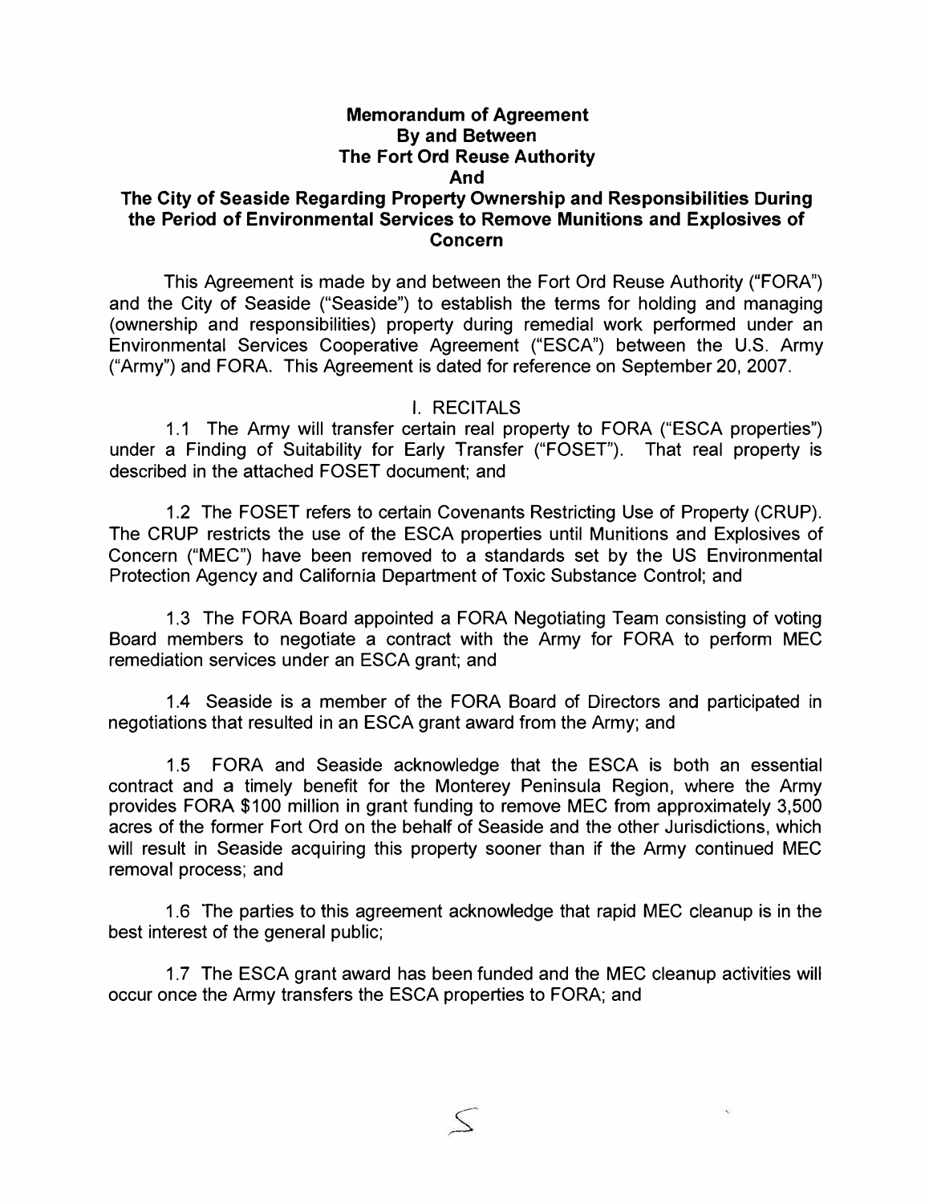# Memorandum of Agreement By and Between The Fort Ord Reuse Authority And The City of Seaside Regarding Property Ownership and Responsibilities During the Period of Environmental Services to Remove Munitions and Explosives of Concern

This Agreement is made by and between the Fort Ord Reuse Authority ("FORA") and the City of Seaside ("Seaside") to establish the terms for holding and managing (ownership and responsibilities) property during remedial work performed under an Environmental Services Cooperative Agreement ("ESCA") between the U.S. Army ("Army") and FORA. This Agreement is dated for reference on September 20, 2007.

## I. RECITALS

1.1 The Army will transfer certain real property to FORA ("ESCA properties") under a Finding of Suitability for Early Transfer ("FOSET"). That real property is described in the attached FOSET document; and

1.2 The FOSET refers to certain Covenants Restricting Use of Property (CRUP). The CRUP restricts the use of the ESCA properties until Munitions and Explosives of Concern ("MEC") have been removed to a standards set by the US Environmental Protection Agency and California Department of Toxic Substance Control; and

1.3 The FORA Board appointed a FORA Negotiating Team consisting of voting Board members to negotiate a contract with the Army for FORA to perform MEC remediation services under an ESCA grant; and

1.4 Seaside is a member of the FORA Board of Directors and participated in negotiations that resulted in an ESCA grant award from the Army; and

1.5 FORA and Seaside acknowledge that the ESCA is both an essential contract and a timely benefit for the Monterey Peninsula Region, where the Army provides FORA $100 million in grant funding to remove MEC from approximately 3,500 acres of the former Fort Ord on the behalf of Seaside and the other Jurisdictions, which will result in Seaside acquiring this property sooner than if the Army continued MEC removal process; and

1.6 The parties to this agreement acknowledge that rapid MEC cleanup is in the best interest of the general public;

1.7 The ESCA grant award has been funded and the MEC cleanup activities will occur once the Army transfers the ESCA properties to FORA; and

S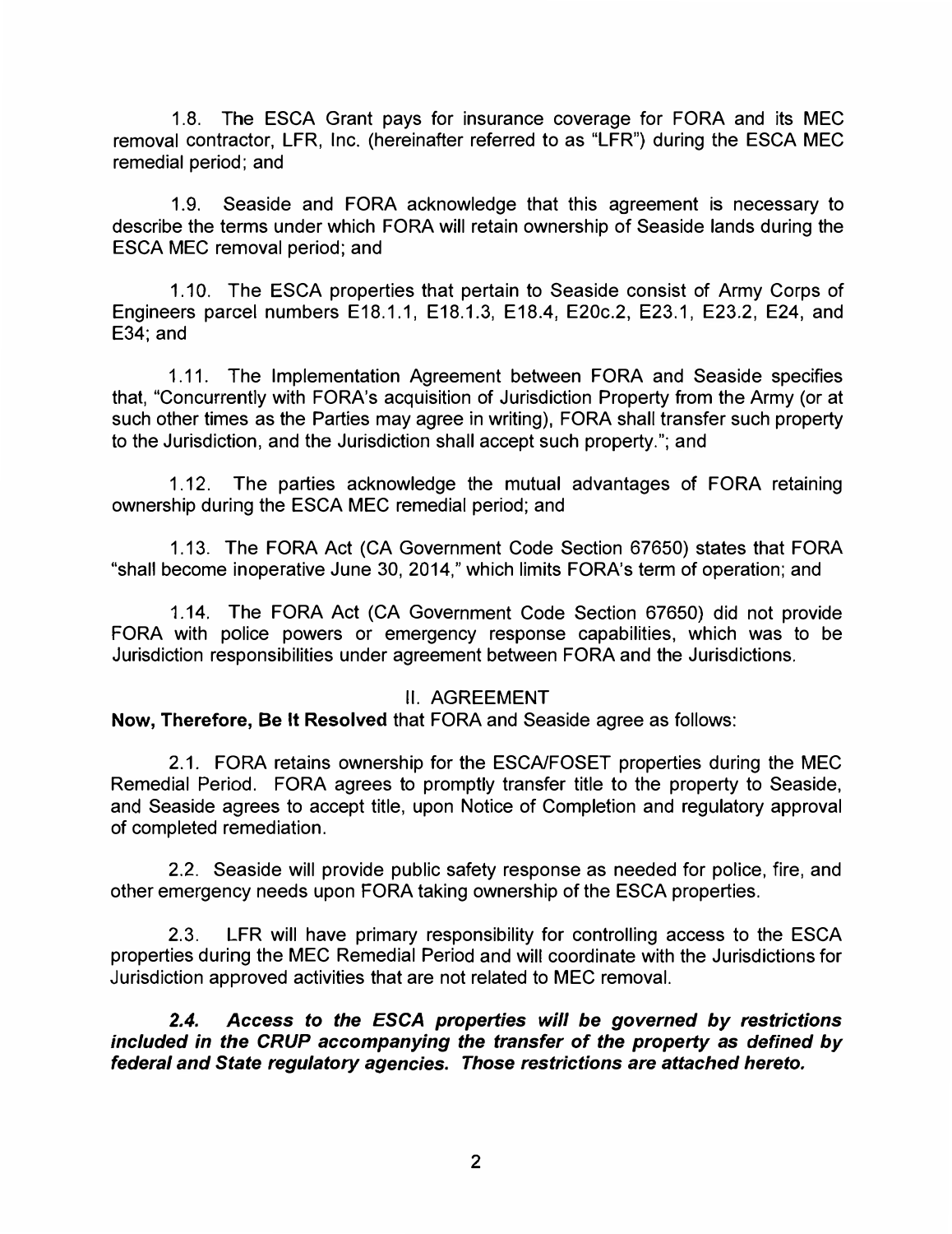1.8. The ESCA Grant pays for insurance coverage for FORA and its MEC removal contractor, LFR, Inc. (hereinafter referred to as "LFR") during the ESCA MEC remedial period; and

1.9. Seaside and FORA acknowledge that this agreement is necessary to describe the terms under which FORA will retain ownership of Seaside lands during the ESCA MEC removal period; and

1.10. The ESCA properties that pertain to Seaside consist of Army Corps of Engineers parcel numbers E18.1.1, E18.1.3, E18.4, E20c.2, E23.1, E23.2, E24, and E34; and

1.11. The Implementation Agreement between FORA and Seaside specifies that, "Concurrently with FORA's acquisition of Jurisdiction Property from the Army (or at such other times as the Parties may agree in writing), FORA shall transfer such property to the Jurisdiction, and the Jurisdiction shall accept such property."; and

1.12. The parties acknowledge the mutual advantages of FORA retaining ownership during the ESCA MEC remedial period; and

1.13. The FORA Act (CA Government Code Section 67650) states that FORA "shall become inoperative June 30, 2014," which limits FORA's term of operation; and

1.14. The FORA Act (CA Government Code Section 67650) did not provide FORA with police powers or emergency response capabilities, which was to be Jurisdiction responsibilities under agreement between FORA and the Jurisdictions.

## II. AGREEMENT

**Now, Therefore, Be It Resolved** that FORA and Seaside agree as follows:

2.1. FORA retains ownership for the ESCA/FOSET properties during the MEC Remedial Period. FORA agrees to promptly transfer title to the property to Seaside, and Seaside agrees to accept title, upon Notice of Completion and regulatory approval of completed remediation.

2.2. Seaside will provide public safety response as needed for police, fire, and other emergency needs upon FORA taking ownership of the ESCA properties.

2.3. LFR will have primary responsibility for controlling access to the ESCA properties during the MEC Remedial Period and will coordinate with the Jurisdictions for Jurisdiction approved activities that are not related to MEC removal.

***2.4. Access to the ESCA properties will be governed by restrictions included in the CRUP accompanying the transfer of the property as defined by federal and State regulatory agencies. Those restrictions are attached hereto.***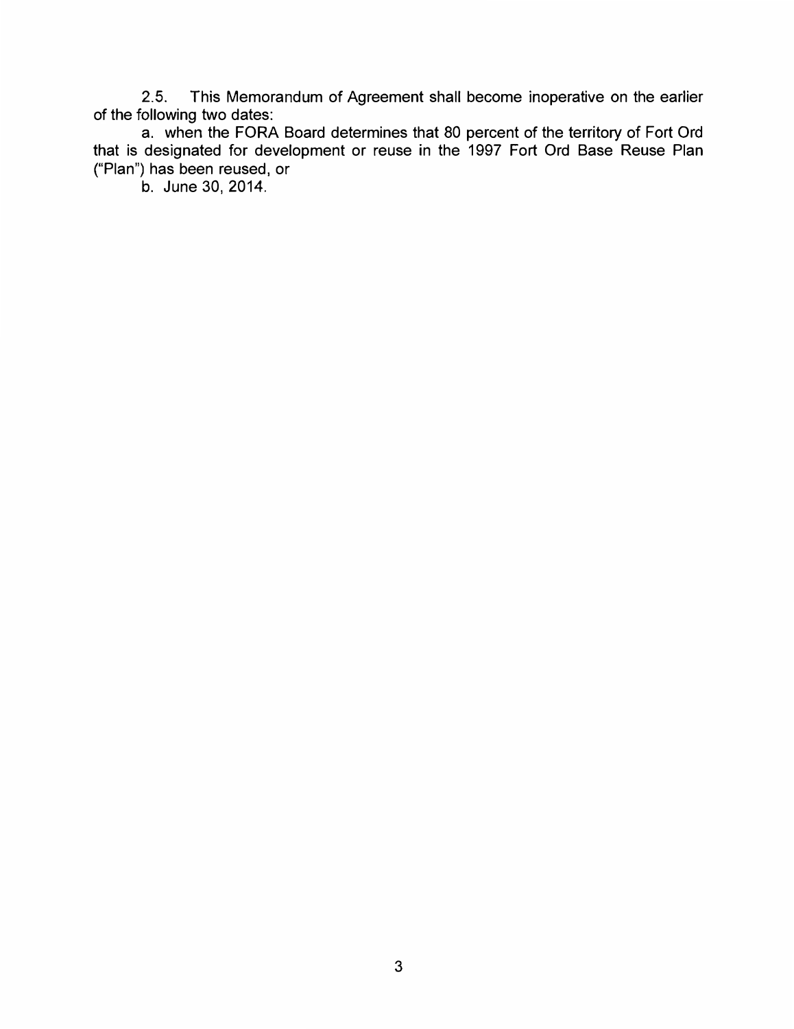2.5. This Memorandum of Agreement shall become inoperative on the earlier of the following two dates:

a. when the FORA Board determines that 80 percent of the territory of Fort Ord that is designated for development or reuse in the 1997 Fort Ord Base Reuse Plan ("Plan") has been reused, or

b. June 30, 2014.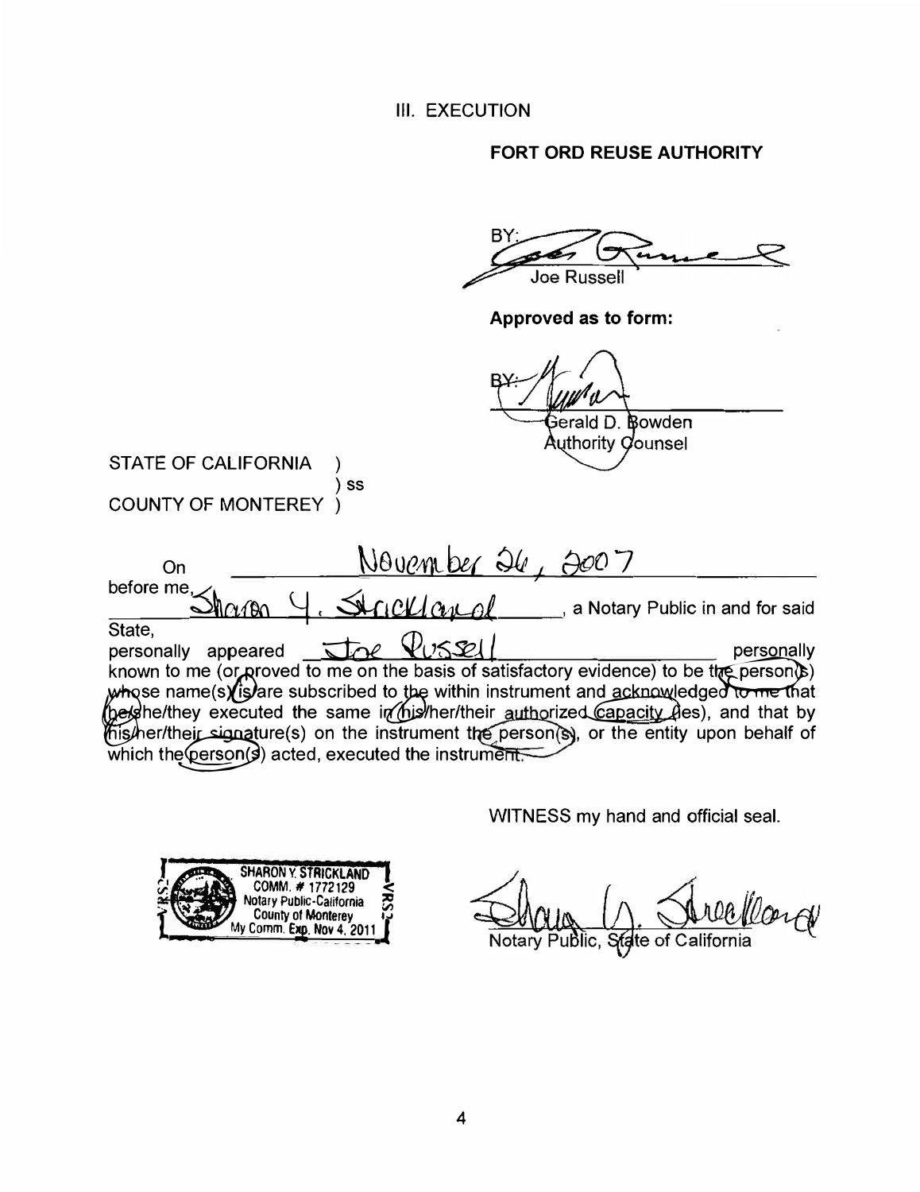## III. EXECUTION

**FORT ORD REUSE AUTHORITY**

BY: 
Joe Russell

**Approved as to form:**

BY: 
Gerald D. Bowden
Authority Counsel

STATE OF CALIFORNIA )
) ss
COUNTY OF MONTEREY )

On November 26, 2007 before me, Sharon Y. Strickland, a Notary Public in and for said State, personally appeared Joe Russell personally known to me (or proved to me on the basis of satisfactory evidence) to be the person(s) whose name(s) is/are subscribed to the within instrument and acknowledged to me that he/she/they executed the same in his/her/their authorized capacity(ies), and that by his/her/their signature(s) on the instrument the person(s), or the entity upon behalf of which the person(s) acted, executed the instrument.

WITNESS my hand and official seal.

SHARON Y. STRICKLAND
COMM. # 1772129
Notary Public-California
County of Monterey
My Comm. Exp. Nov 4, 2011

Notary Public, State of California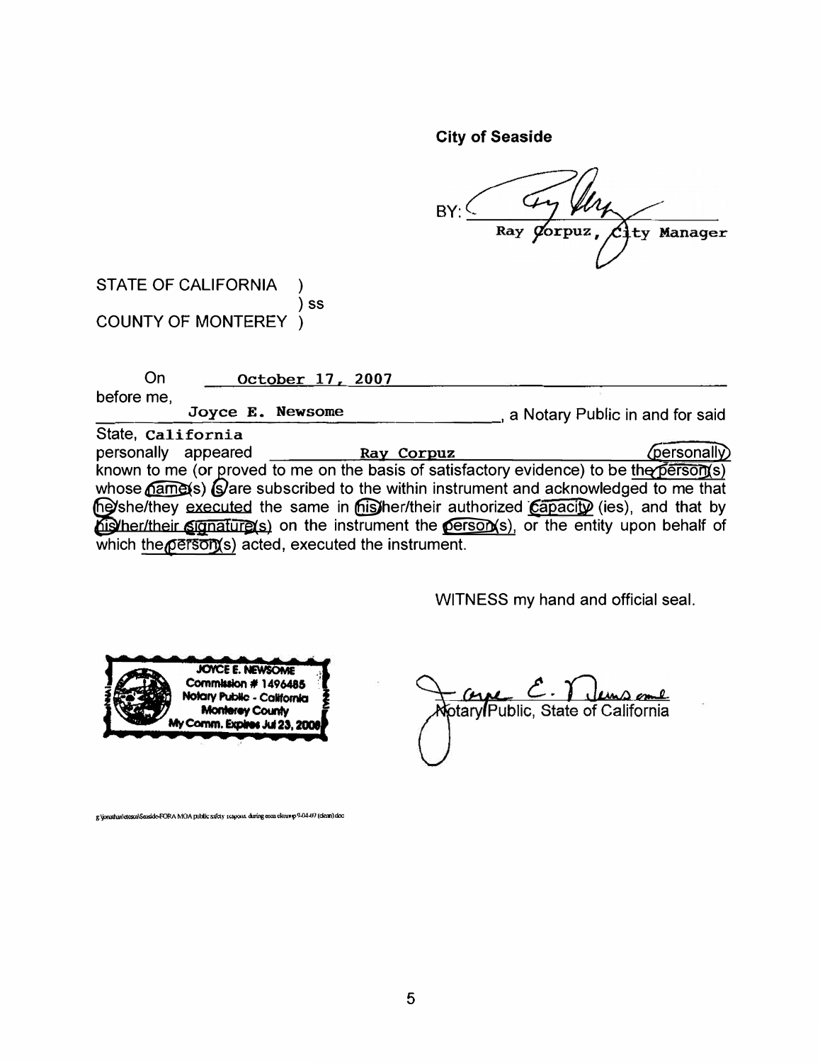**City of Seaside**

BY: ______________________
Ray Corpuz, City Manager

STATE OF CALIFORNIA )
) ss
COUNTY OF MONTEREY )

On October 17, 2007 before me, Joyce E. Newsome, a Notary Public in and for said State, California personally appeared Ray Corpuz personally known to me (or proved to me on the basis of satisfactory evidence) to be the person(s) whose name(s) is/are subscribed to the within instrument and acknowledged to me that he/she/they executed the same in his/her/their authorized capacity(ies), and that by his/her/their signature(s) on the instrument the person(s), or the entity upon behalf of which the person(s) acted, executed the instrument.

WITNESS my hand and official seal.

JOYCE E. NEWSOME
Commission # 1496485
Notary Public - California
Monterey County
My Comm. Expires Jul 23, 2008

______________________
Notary Public, State of California

g:\jonathan\ecoss\Seaside-FORA MOA public safety response during esca cleanup 9-04-07 (clean).doc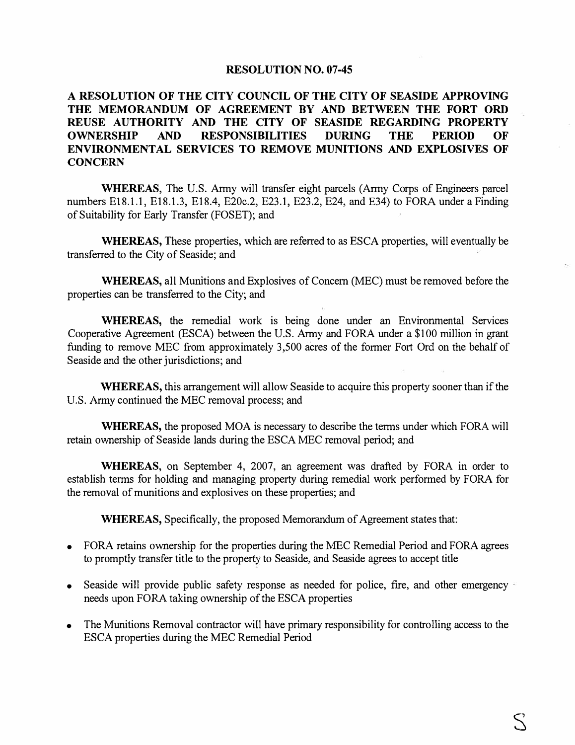## RESOLUTION NO. 07-45

## A RESOLUTION OF THE CITY COUNCIL OF THE CITY OF SEASIDE APPROVING THE MEMORANDUM OF AGREEMENT BY AND BETWEEN THE FORT ORD REUSE AUTHORITY AND THE CITY OF SEASIDE REGARDING PROPERTY OWNERSHIP AND RESPONSIBILITIES DURING THE PERIOD OF ENVIRONMENTAL SERVICES TO REMOVE MUNITIONS AND EXPLOSIVES OF CONCERN

**WHEREAS**, The U.S. Army will transfer eight parcels (Army Corps of Engineers parcel numbers E18.1.1, E18.1.3, E18.4, E20c.2, E23.1, E23.2, E24, and E34) to FORA under a Finding of Suitability for Early Transfer (FOSET); and

**WHEREAS,** These properties, which are referred to as ESCA properties, will eventually be transferred to the City of Seaside; and

**WHEREAS,** all Munitions and Explosives of Concern (MEC) must be removed before the properties can be transferred to the City; and

**WHEREAS,** the remedial work is being done under an Environmental Services Cooperative Agreement (ESCA) between the U.S. Army and FORA under a $100 million in grant funding to remove MEC from approximately 3,500 acres of the former Fort Ord on the behalf of Seaside and the other jurisdictions; and

**WHEREAS,** this arrangement will allow Seaside to acquire this property sooner than if the U.S. Army continued the MEC removal process; and

**WHEREAS,** the proposed MOA is necessary to describe the terms under which FORA will retain ownership of Seaside lands during the ESCA MEC removal period; and

**WHEREAS**, on September 4, 2007, an agreement was drafted by FORA in order to establish terms for holding and managing property during remedial work performed by FORA for the removal of munitions and explosives on these properties; and

**WHEREAS,** Specifically, the proposed Memorandum of Agreement states that:

- FORA retains ownership for the properties during the MEC Remedial Period and FORA agrees to promptly transfer title to the property to Seaside, and Seaside agrees to accept title
- Seaside will provide public safety response as needed for police, fire, and other emergency needs upon FORA taking ownership of the ESCA properties
- The Munitions Removal contractor will have primary responsibility for controlling access to the ESCA properties during the MEC Remedial Period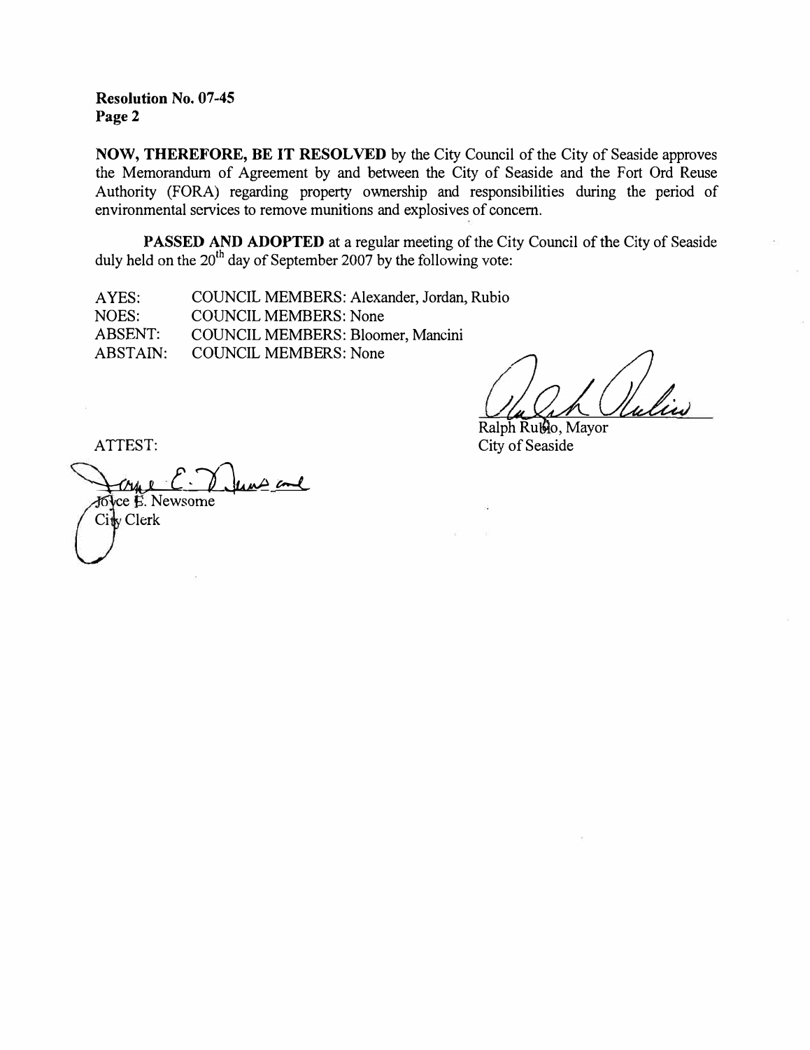**Resolution No. 07-45**
**Page 2**

**NOW, THEREFORE, BE IT RESOLVED** by the City Council of the City of Seaside approves the Memorandum of Agreement by and between the City of Seaside and the Fort Ord Reuse Authority (FORA) regarding property ownership and responsibilities during the period of environmental services to remove munitions and explosives of concern.

**PASSED AND ADOPTED** at a regular meeting of the City Council of the City of Seaside duly held on the 20th day of September 2007 by the following vote:

AYES: COUNCIL MEMBERS: Alexander, Jordan, Rubio
NOES: COUNCIL MEMBERS: None
ABSENT: COUNCIL MEMBERS: Bloomer, Mancini
ABSTAIN: COUNCIL MEMBERS: None

Ralph Rubio, Mayor
City of Seaside

ATTEST:

Joyce E. Newsome
City Clerk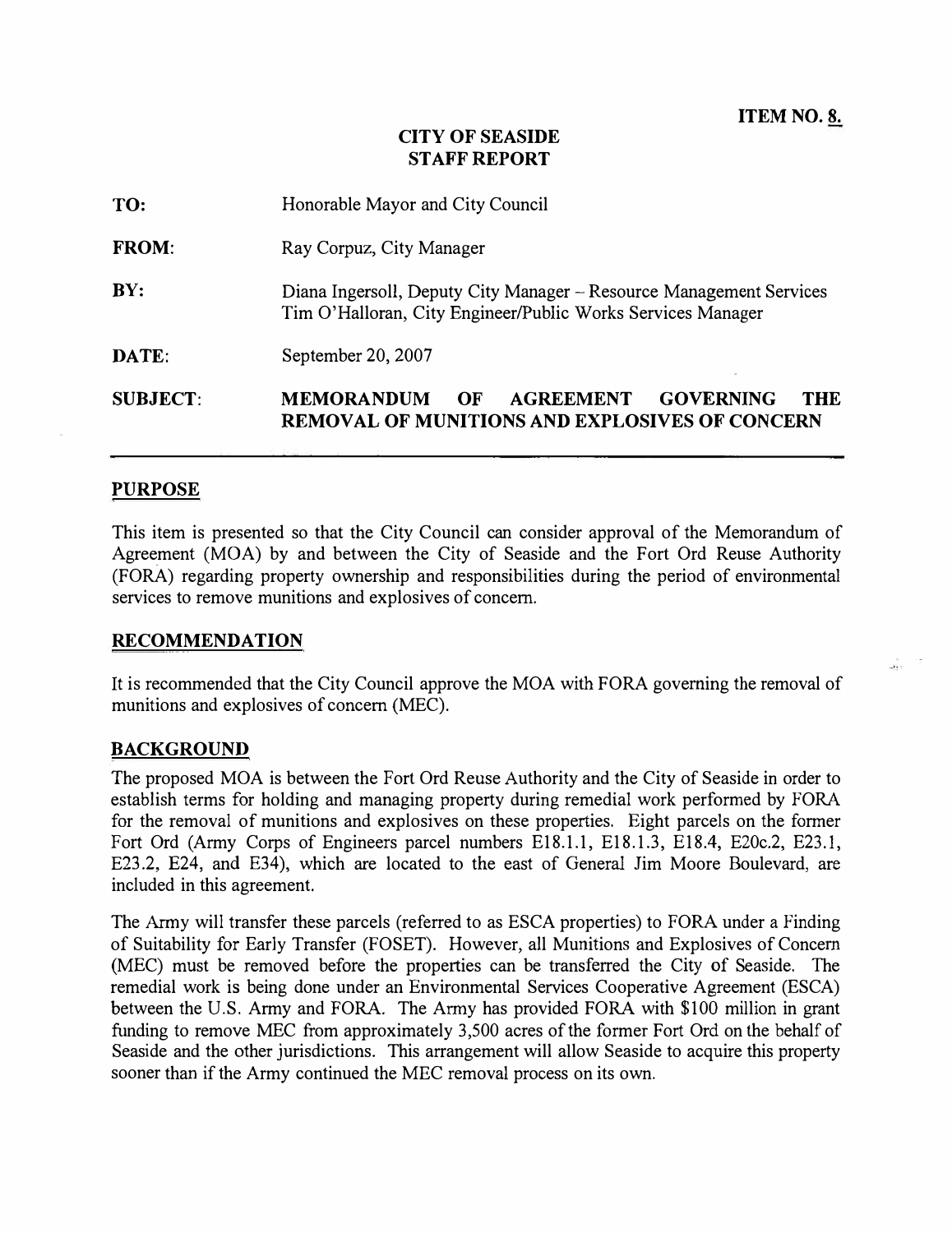**ITEM NO. 8.**

# CITY OF SEASIDE
# STAFF REPORT

| | |
|---|---|
| **TO:** | Honorable Mayor and City Council |
| **FROM:** | Ray Corpuz, City Manager |
| **BY:** | Diana Ingersoll, Deputy City Manager – Resource Management Services<br>Tim O'Halloran, City Engineer/Public Works Services Manager |
| **DATE:** | September 20, 2007 |
| **SUBJECT:** | **MEMORANDUM OF AGREEMENT GOVERNING THE REMOVAL OF MUNITIONS AND EXPLOSIVES OF CONCERN** |

## PURPOSE

This item is presented so that the City Council can consider approval of the Memorandum of Agreement (MOA) by and between the City of Seaside and the Fort Ord Reuse Authority (FORA) regarding property ownership and responsibilities during the period of environmental services to remove munitions and explosives of concern.

## RECOMMENDATION

It is recommended that the City Council approve the MOA with FORA governing the removal of munitions and explosives of concern (MEC).

## BACKGROUND

The proposed MOA is between the Fort Ord Reuse Authority and the City of Seaside in order to establish terms for holding and managing property during remedial work performed by FORA for the removal of munitions and explosives on these properties. Eight parcels on the former Fort Ord (Army Corps of Engineers parcel numbers E18.1.1, E18.1.3, E18.4, E20c.2, E23.1, E23.2, E24, and E34), which are located to the east of General Jim Moore Boulevard, are included in this agreement.

The Army will transfer these parcels (referred to as ESCA properties) to FORA under a Finding of Suitability for Early Transfer (FOSET). However, all Munitions and Explosives of Concern (MEC) must be removed before the properties can be transferred the City of Seaside. The remedial work is being done under an Environmental Services Cooperative Agreement (ESCA) between the U.S. Army and FORA. The Army has provided FORA with \$100 million in grant funding to remove MEC from approximately 3,500 acres of the former Fort Ord on the behalf of Seaside and the other jurisdictions. This arrangement will allow Seaside to acquire this property sooner than if the Army continued the MEC removal process on its own.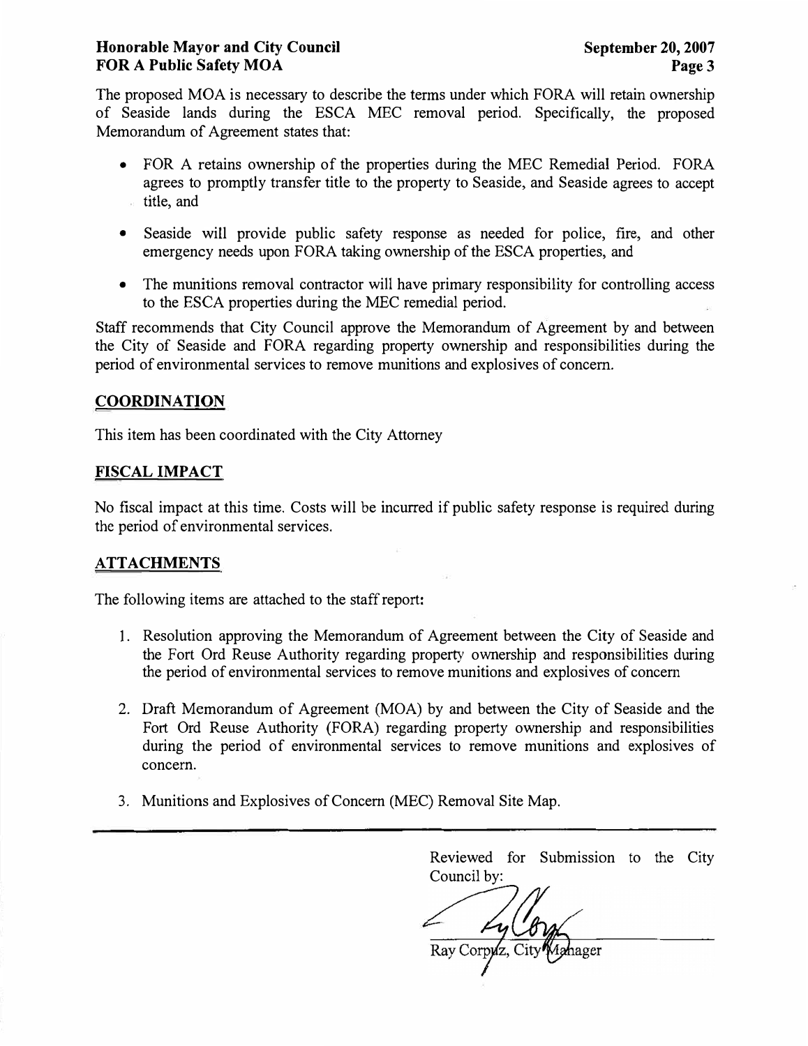The proposed MOA is necessary to describe the terms under which FORA will retain ownership of Seaside lands during the ESCA MEC removal period. Specifically, the proposed Memorandum of Agreement states that:

- FOR A retains ownership of the properties during the MEC Remedial Period. FORA agrees to promptly transfer title to the property to Seaside, and Seaside agrees to accept title, and
- Seaside will provide public safety response as needed for police, fire, and other emergency needs upon FORA taking ownership of the ESCA properties, and
- The munitions removal contractor will have primary responsibility for controlling access to the ESCA properties during the MEC remedial period.

Staff recommends that City Council approve the Memorandum of Agreement by and between the City of Seaside and FORA regarding property ownership and responsibilities during the period of environmental services to remove munitions and explosives of concern.

## COORDINATION

This item has been coordinated with the City Attorney

## FISCAL IMPACT

No fiscal impact at this time. Costs will be incurred if public safety response is required during the period of environmental services.

## ATTACHMENTS

The following items are attached to the staff report:

1. Resolution approving the Memorandum of Agreement between the City of Seaside and the Fort Ord Reuse Authority regarding property ownership and responsibilities during the period of environmental services to remove munitions and explosives of concern
2. Draft Memorandum of Agreement (MOA) by and between the City of Seaside and the Fort Ord Reuse Authority (FORA) regarding property ownership and responsibilities during the period of environmental services to remove munitions and explosives of concern.
3. Munitions and Explosives of Concern (MEC) Removal Site Map.

---

Reviewed for Submission to the City Council by:

Ray Corpuz, City Manager